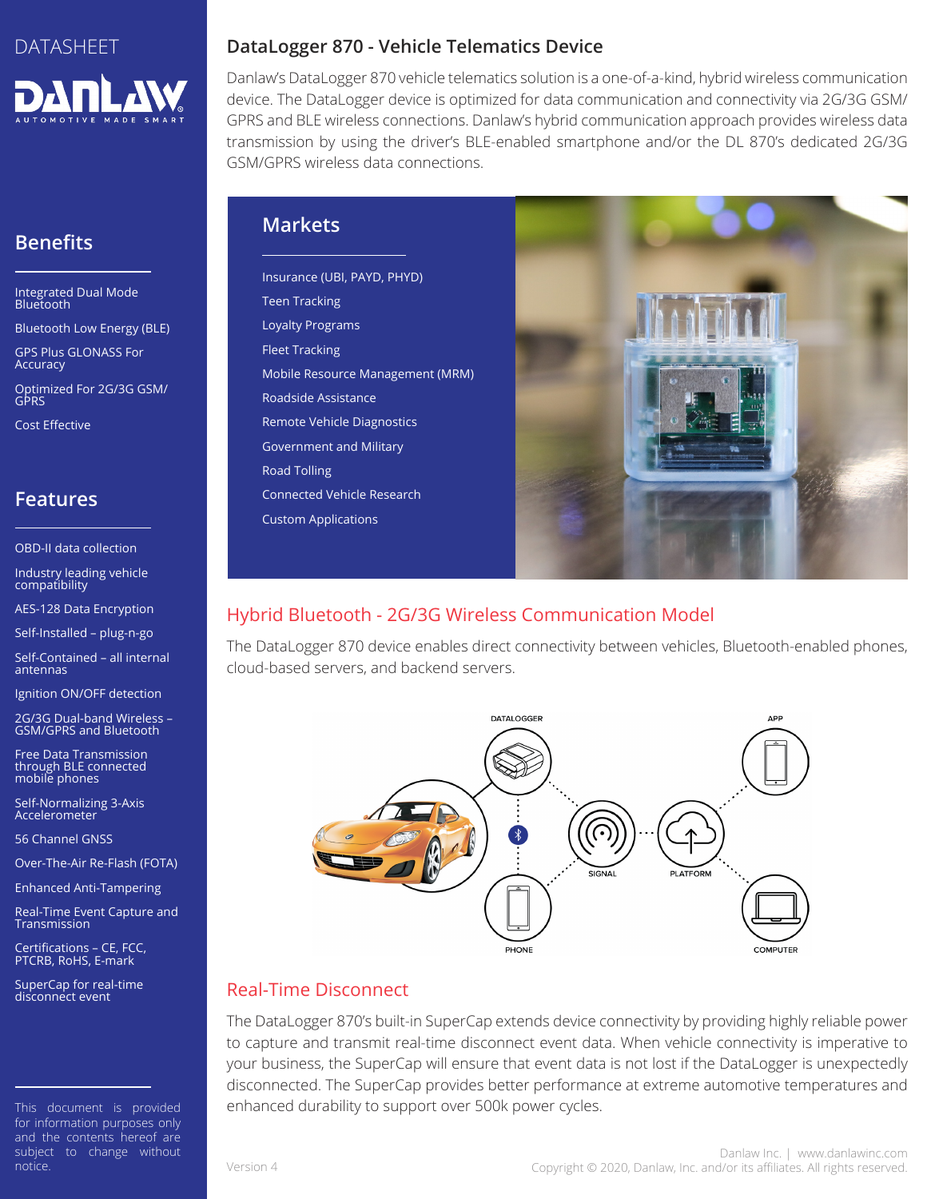DATASHEET

## Benefits

- Integrated Dual Mode Bluetooth
- Bluetooth Low Energy (BLE)
- GPS Plus GLONASS For Accuracy
- Optimized For 2G/3G GSM/GPRS
- Cost Effective

## Features

- OBD-II data collection
- Industry leading vehicle compatibility
- AES-128 Data Encryption
- Self-Installed – plug-n-go
- Self-Contained – all internal antennas
- Ignition ON/OFF detection
- 2G/3G Dual-band Wireless – GSM/GPRS and Bluetooth
- Free Data Transmission through BLE connected mobile phones
- Self-Normalizing 3-Axis Accelerometer
- 56 Channel GNSS
- Over-The-Air Re-Flash (FOTA)
- Enhanced Anti-Tampering
- Real-Time Event Capture and Transmission
- Certifications – CE, FCC, PTCRB, RoHS, E-mark
- SuperCap for real-time disconnect event

This document is provided for information purposes only and the contents hereof are subject to change without notice.

# DataLogger 870 - Vehicle Telematics Device

Danlaw's DataLogger 870 vehicle telematics solution is a one-of-a-kind, hybrid wireless communication device. The DataLogger device is optimized for data communication and connectivity via 2G/3G GSM/GPRS and BLE wireless connections. Danlaw's hybrid communication approach provides wireless data transmission by using the driver's BLE-enabled smartphone and/or the DL 870's dedicated 2G/3G GSM/GPRS wireless data connections.

## Markets

- Insurance (UBI, PAYD, PHYD)
- Teen Tracking
- Loyalty Programs
- Fleet Tracking
- Mobile Resource Management (MRM)
- Roadside Assistance
- Remote Vehicle Diagnostics
- Government and Military
- Road Tolling
- Connected Vehicle Research
- Custom Applications

## Hybrid Bluetooth - 2G/3G Wireless Communication Model

The DataLogger 870 device enables direct connectivity between vehicles, Bluetooth-enabled phones, cloud-based servers, and backend servers.

DATALOGGER, APP, SIGNAL, PLATFORM, PHONE, COMPUTER

## Real-Time Disconnect

The DataLogger 870's built-in SuperCap extends device connectivity by providing highly reliable power to capture and transmit real-time disconnect event data. When vehicle connectivity is imperative to your business, the SuperCap will ensure that event data is not lost if the DataLogger is unexpectedly disconnected. The SuperCap provides better performance at extreme automotive temperatures and enhanced durability to support over 500k power cycles.

Version 4

Danlaw Inc. | www.danlawinc.com
Copyright © 2020, Danlaw, Inc. and/or its affiliates. All rights reserved.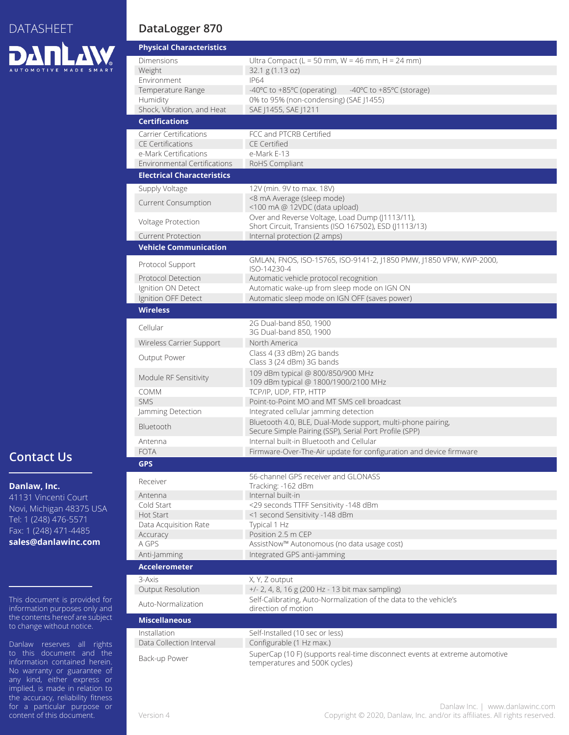DATASHEET

DANLAW

AUTOMOTIVE MADE SMART

# DataLogger 870

| | |
|---|---|
| **Physical Characteristics** | |
| Dimensions | Ultra Compact (L = 50 mm, W = 46 mm, H = 24 mm) |
| Weight | 32.1 g (1.13 oz) |
| Environment | IP64 |
| Temperature Range | -40°C to +85°C (operating)   -40°C to +85°C (storage) |
| Humidity | 0% to 95% (non-condensing) (SAE J1455) |
| Shock, Vibration, and Heat | SAE J1455, SAE J1211 |
| **Certifications** | |
| Carrier Certifications | FCC and PTCRB Certified |
| CE Certifications | CE Certified |
| e-Mark Certifications | e-Mark E-13 |
| Environmental Certifications | RoHS Compliant |
| **Electrical Characteristics** | |
| Supply Voltage | 12V (min. 9V to max. 18V) |
| Current Consumption | <8 mA Average (sleep mode)<br><100 mA @ 12VDC (data upload) |
| Voltage Protection | Over and Reverse Voltage, Load Dump (J1113/11),<br>Short Circuit, Transients (ISO 167502), ESD (J1113/13) |
| Current Protection | Internal protection (2 amps) |
| **Vehicle Communication** | |
| Protocol Support | GMLAN, FNOS, ISO-15765, ISO-9141-2, J1850 PMW, J1850 VPW, KWP-2000, ISO-14230-4 |
| Protocol Detection | Automatic vehicle protocol recognition |
| Ignition ON Detect | Automatic wake-up from sleep mode on IGN ON |
| Ignition OFF Detect | Automatic sleep mode on IGN OFF (saves power) |
| **Wireless** | |
| Cellular | 2G Dual-band 850, 1900<br>3G Dual-band 850, 1900 |
| Wireless Carrier Support | North America |
| Output Power | Class 4 (33 dBm) 2G bands<br>Class 3 (24 dBm) 3G bands |
| Module RF Sensitivity | 109 dBm typical @ 800/850/900 MHz<br>109 dBm typical @ 1800/1900/2100 MHz |
| COMM | TCP/IP, UDP, FTP, HTTP |
| SMS | Point-to-Point MO and MT SMS cell broadcast |
| Jamming Detection | Integrated cellular jamming detection |
| Bluetooth | Bluetooth 4.0, BLE, Dual-Mode support, multi-phone pairing,<br>Secure Simple Pairing (SSP), Serial Port Profile (SPP) |
| Antenna | Internal built-in Bluetooth and Cellular |
| FOTA | Firmware-Over-The-Air update for configuration and device firmware |
| **GPS** | |
| Receiver | 56-channel GPS receiver and GLONASS<br>Tracking: -162 dBm |
| Antenna | Internal built-in |
| Cold Start | <29 seconds TTFF Sensitivity -148 dBm |
| Hot Start | <1 second Sensitivity -148 dBm |
| Data Acquisition Rate | Typical 1 Hz |
| Accuracy | Position 2.5 m CEP |
| A GPS | AssistNow™ Autonomous (no data usage cost) |
| Anti-Jamming | Integrated GPS anti-jamming |
| **Accelerometer** | |
| 3-Axis | X, Y, Z output |
| Output Resolution | +/- 2, 4, 8, 16 g (200 Hz - 13 bit max sampling) |
| Auto-Normalization | Self-Calibrating, Auto-Normalization of the data to the vehicle's direction of motion |
| **Miscellaneous** | |
| Installation | Self-Installed (10 sec or less) |
| Data Collection Interval | Configurable (1 Hz max.) |
| Back-up Power | SuperCap (10 F) (supports real-time disconnect events at extreme automotive temperatures and 500K cycles) |

## Contact Us

**Danlaw, Inc.**
41131 Vincenti Court
Novi, Michigan 48375 USA
Tel: 1 (248) 476-5571
Fax: 1 (248) 471-4485
**sales@danlawinc.com**

This document is provided for information purposes only and the contents hereof are subject to change without notice.

Danlaw reserves all rights to this document and the information contained herein. No warranty or guarantee of any kind, either express or implied, is made in relation to the accuracy, reliability fitness for a particular purpose or content of this document.

Version 4

Danlaw Inc. | www.danlawinc.com
Copyright © 2020, Danlaw, Inc. and/or its affiliates. All rights reserved.